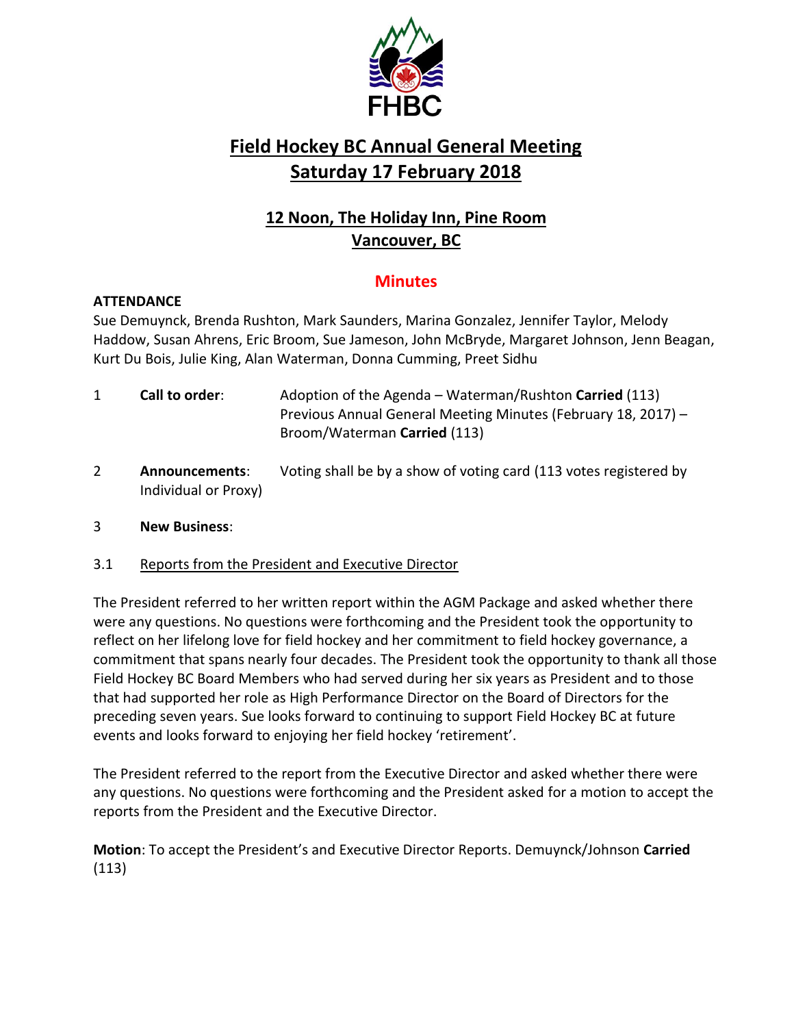# Field Hockey BC Annual General Meeting
# Saturday 17 February 2018

## 12 Noon, The Holiday Inn, Pine Room
## Vancouver, BC

## Minutes

**ATTENDANCE**

Sue Demuynck, Brenda Rushton, Mark Saunders, Marina Gonzalez, Jennifer Taylor, Melody Haddow, Susan Ahrens, Eric Broom, Sue Jameson, John McBryde, Margaret Johnson, Jenn Beagan, Kurt Du Bois, Julie King, Alan Waterman, Donna Cumming, Preet Sidhu

1 **Call to order**: Adoption of the Agenda – Waterman/Rushton **Carried** (113)
Previous Annual General Meeting Minutes (February 18, 2017) – Broom/Waterman **Carried** (113)

2 **Announcements**: Voting shall be by a show of voting card (113 votes registered by Individual or Proxy)

3 **New Business**:

3.1 Reports from the President and Executive Director

The President referred to her written report within the AGM Package and asked whether there were any questions. No questions were forthcoming and the President took the opportunity to reflect on her lifelong love for field hockey and her commitment to field hockey governance, a commitment that spans nearly four decades. The President took the opportunity to thank all those Field Hockey BC Board Members who had served during her six years as President and to those that had supported her role as High Performance Director on the Board of Directors for the preceding seven years. Sue looks forward to continuing to support Field Hockey BC at future events and looks forward to enjoying her field hockey 'retirement'.

The President referred to the report from the Executive Director and asked whether there were any questions. No questions were forthcoming and the President asked for a motion to accept the reports from the President and the Executive Director.

**Motion**: To accept the President's and Executive Director Reports. Demuynck/Johnson **Carried** (113)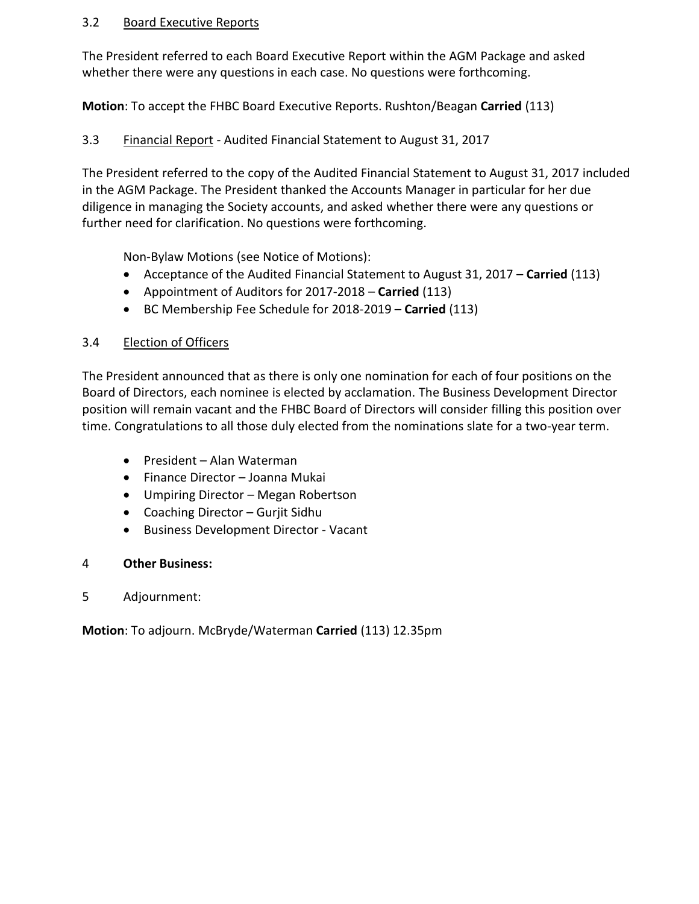### 3.2 Board Executive Reports

The President referred to each Board Executive Report within the AGM Package and asked whether there were any questions in each case. No questions were forthcoming.

**Motion**: To accept the FHBC Board Executive Reports. Rushton/Beagan **Carried** (113)

### 3.3 Financial Report - Audited Financial Statement to August 31, 2017

The President referred to the copy of the Audited Financial Statement to August 31, 2017 included in the AGM Package. The President thanked the Accounts Manager in particular for her due diligence in managing the Society accounts, and asked whether there were any questions or further need for clarification. No questions were forthcoming.

Non-Bylaw Motions (see Notice of Motions):

- Acceptance of the Audited Financial Statement to August 31, 2017 – **Carried** (113)
- Appointment of Auditors for 2017-2018 – **Carried** (113)
- BC Membership Fee Schedule for 2018-2019 – **Carried** (113)

### 3.4 Election of Officers

The President announced that as there is only one nomination for each of four positions on the Board of Directors, each nominee is elected by acclamation. The Business Development Director position will remain vacant and the FHBC Board of Directors will consider filling this position over time. Congratulations to all those duly elected from the nominations slate for a two-year term.

- President – Alan Waterman
- Finance Director – Joanna Mukai
- Umpiring Director – Megan Robertson
- Coaching Director – Gurjit Sidhu
- Business Development Director - Vacant

## 4 Other Business:

## 5 Adjournment:

**Motion**: To adjourn. McBryde/Waterman **Carried** (113) 12.35pm